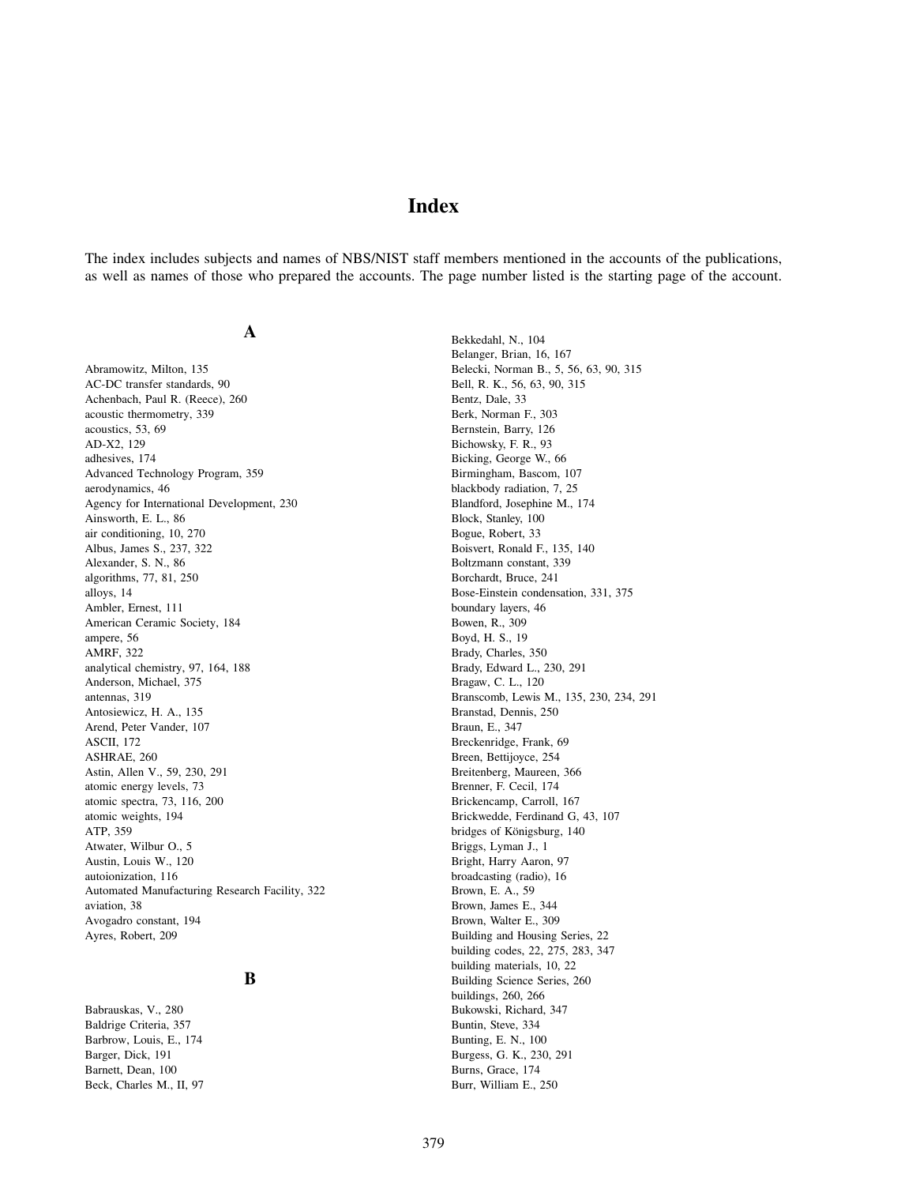# Index

The index includes subjects and names of NBS/NIST staff members mentioned in the accounts of the publications, as well as names of those who prepared the accounts. The page number listed is the starting page of the account.

## A

Abramowitz, Milton, 135
AC-DC transfer standards, 90
Achenbach, Paul R. (Reece), 260
acoustic thermometry, 339
acoustics, 53, 69
AD-X2, 129
adhesives, 174
Advanced Technology Program, 359
aerodynamics, 46
Agency for International Development, 230
Ainsworth, E. L., 86
air conditioning, 10, 270
Albus, James S., 237, 322
Alexander, S. N., 86
algorithms, 77, 81, 250
alloys, 14
Ambler, Ernest, 111
American Ceramic Society, 184
ampere, 56
AMRF, 322
analytical chemistry, 97, 164, 188
Anderson, Michael, 375
antennas, 319
Antosiewicz, H. A., 135
Arend, Peter Vander, 107
ASCII, 172
ASHRAE, 260
Astin, Allen V., 59, 230, 291
atomic energy levels, 73
atomic spectra, 73, 116, 200
atomic weights, 194
ATP, 359
Atwater, Wilbur O., 5
Austin, Louis W., 120
autoionization, 116
Automated Manufacturing Research Facility, 322
aviation, 38
Avogadro constant, 194
Ayres, Robert, 209

## B

Babrauskas, V., 280
Baldrige Criteria, 357
Barbrow, Louis, E., 174
Barger, Dick, 191
Barnett, Dean, 100
Beck, Charles M., II, 97
Bekkedahl, N., 104
Belanger, Brian, 16, 167
Belecki, Norman B., 5, 56, 63, 90, 315
Bell, R. K., 56, 63, 90, 315
Bentz, Dale, 33
Berk, Norman F., 303
Bernstein, Barry, 126
Bichowsky, F. R., 93
Bicking, George W., 66
Birmingham, Bascom, 107
blackbody radiation, 7, 25
Blandford, Josephine M., 174
Block, Stanley, 100
Bogue, Robert, 33
Boisvert, Ronald F., 135, 140
Boltzmann constant, 339
Borchardt, Bruce, 241
Bose-Einstein condensation, 331, 375
boundary layers, 46
Bowen, R., 309
Boyd, H. S., 19
Brady, Charles, 350
Brady, Edward L., 230, 291
Bragaw, C. L., 120
Branscomb, Lewis M., 135, 230, 234, 291
Branstad, Dennis, 250
Braun, E., 347
Breckenridge, Frank, 69
Breen, Bettijoyce, 254
Breitenberg, Maureen, 366
Brenner, F. Cecil, 174
Brickencamp, Carroll, 167
Brickwedde, Ferdinand G, 43, 107
bridges of Königsburg, 140
Briggs, Lyman J., 1
Bright, Harry Aaron, 97
broadcasting (radio), 16
Brown, E. A., 59
Brown, James E., 344
Brown, Walter E., 309
Building and Housing Series, 22
building codes, 22, 275, 283, 347
building materials, 10, 22
Building Science Series, 260
buildings, 260, 266
Bukowski, Richard, 347
Buntin, Steve, 334
Bunting, E. N., 100
Burgess, G. K., 230, 291
Burns, Grace, 174
Burr, William E., 250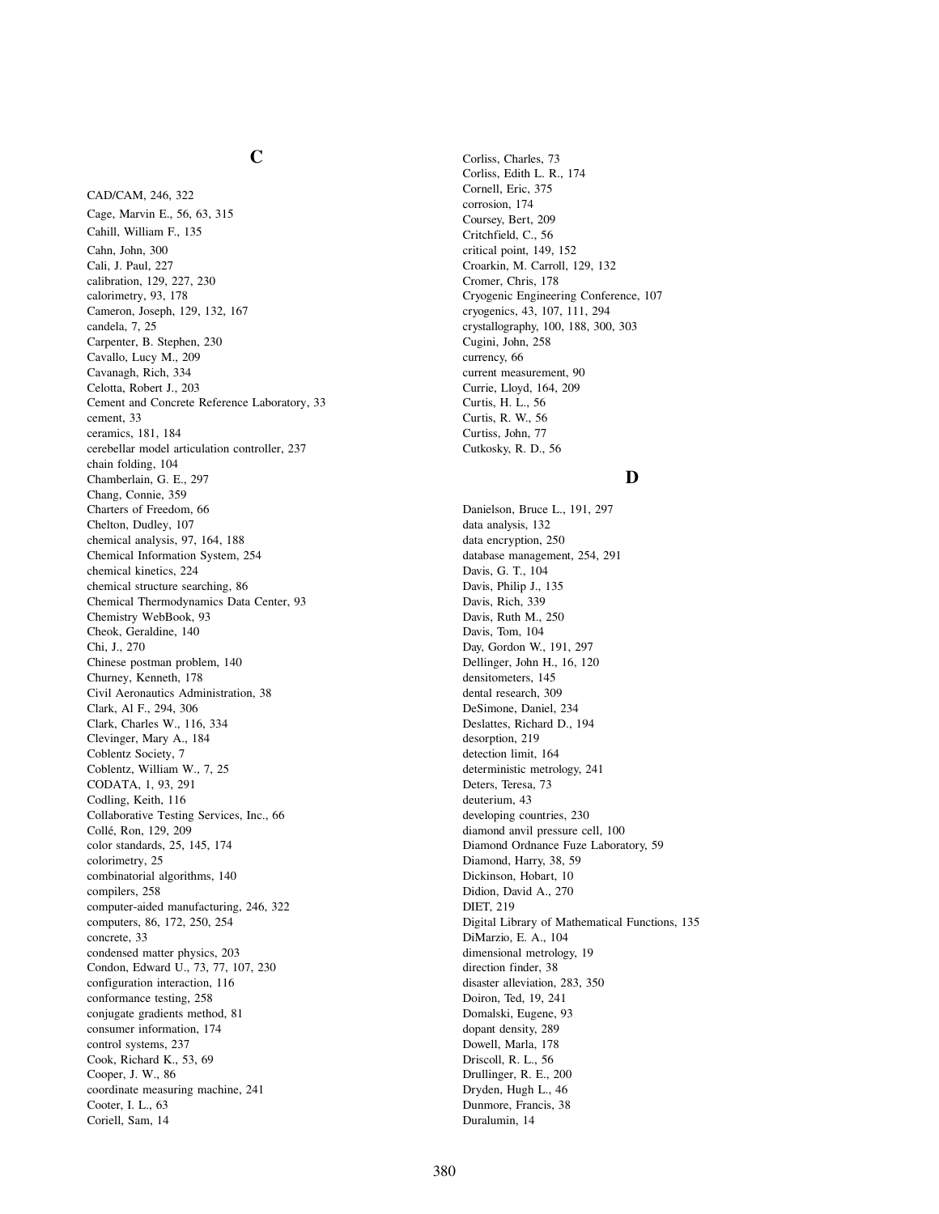## C

CAD/CAM, 246, 322
Cage, Marvin E., 56, 63, 315
Cahill, William F., 135
Cahn, John, 300
Cali, J. Paul, 227
calibration, 129, 227, 230
calorimetry, 93, 178
Cameron, Joseph, 129, 132, 167
candela, 7, 25
Carpenter, B. Stephen, 230
Cavallo, Lucy M., 209
Cavanagh, Rich, 334
Celotta, Robert J., 203
Cement and Concrete Reference Laboratory, 33
cement, 33
ceramics, 181, 184
cerebellar model articulation controller, 237
chain folding, 104
Chamberlain, G. E., 297
Chang, Connie, 359
Charters of Freedom, 66
Chelton, Dudley, 107
chemical analysis, 97, 164, 188
Chemical Information System, 254
chemical kinetics, 224
chemical structure searching, 86
Chemical Thermodynamics Data Center, 93
Chemistry WebBook, 93
Cheok, Geraldine, 140
Chi, J., 270
Chinese postman problem, 140
Churney, Kenneth, 178
Civil Aeronautics Administration, 38
Clark, Al F., 294, 306
Clark, Charles W., 116, 334
Clevinger, Mary A., 184
Coblentz Society, 7
Coblentz, William W., 7, 25
CODATA, 1, 93, 291
Codling, Keith, 116
Collaborative Testing Services, Inc., 66
Collé, Ron, 129, 209
color standards, 25, 145, 174
colorimetry, 25
combinatorial algorithms, 140
compilers, 258
computer-aided manufacturing, 246, 322
computers, 86, 172, 250, 254
concrete, 33
condensed matter physics, 203
Condon, Edward U., 73, 77, 107, 230
configuration interaction, 116
conformance testing, 258
conjugate gradients method, 81
consumer information, 174
control systems, 237
Cook, Richard K., 53, 69
Cooper, J. W., 86
coordinate measuring machine, 241
Cooter, I. L., 63
Coriell, Sam, 14
Corliss, Charles, 73
Corliss, Edith L. R., 174
Cornell, Eric, 375
corrosion, 174
Coursey, Bert, 209
Critchfield, C., 56
critical point, 149, 152
Croarkin, M. Carroll, 129, 132
Cromer, Chris, 178
Cryogenic Engineering Conference, 107
cryogenics, 43, 107, 111, 294
crystallography, 100, 188, 300, 303
Cugini, John, 258
currency, 66
current measurement, 90
Currie, Lloyd, 164, 209
Curtis, H. L., 56
Curtis, R. W., 56
Curtiss, John, 77
Cutkosky, R. D., 56

## D

Danielson, Bruce L., 191, 297
data analysis, 132
data encryption, 250
database management, 254, 291
Davis, G. T., 104
Davis, Philip J., 135
Davis, Rich, 339
Davis, Ruth M., 250
Davis, Tom, 104
Day, Gordon W., 191, 297
Dellinger, John H., 16, 120
densitometers, 145
dental research, 309
DeSimone, Daniel, 234
Deslattes, Richard D., 194
desorption, 219
detection limit, 164
deterministic metrology, 241
Deters, Teresa, 73
deuterium, 43
developing countries, 230
diamond anvil pressure cell, 100
Diamond Ordnance Fuze Laboratory, 59
Diamond, Harry, 38, 59
Dickinson, Hobart, 10
Didion, David A., 270
DIET, 219
Digital Library of Mathematical Functions, 135
DiMarzio, E. A., 104
dimensional metrology, 19
direction finder, 38
disaster alleviation, 283, 350
Doiron, Ted, 19, 241
Domalski, Eugene, 93
dopant density, 289
Dowell, Marla, 178
Driscoll, R. L., 56
Drullinger, R. E., 200
Dryden, Hugh L., 46
Dunmore, Francis, 38
Duralumin, 14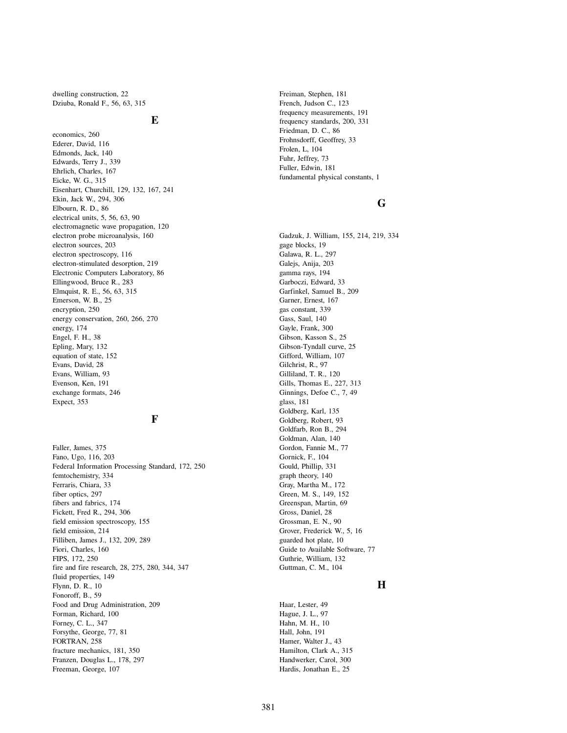dwelling construction, 22
Dziuba, Ronald F., 56, 63, 315

## E

economics, 260
Ederer, David, 116
Edmonds, Jack, 140
Edwards, Terry J., 339
Ehrlich, Charles, 167
Eicke, W. G., 315
Eisenhart, Churchill, 129, 132, 167, 241
Ekin, Jack W., 294, 306
Elbourn, R. D., 86
electrical units, 5, 56, 63, 90
electromagnetic wave propagation, 120
electron probe microanalysis, 160
electron sources, 203
electron spectroscopy, 116
electron-stimulated desorption, 219
Electronic Computers Laboratory, 86
Ellingwood, Bruce R., 283
Elmquist, R. E., 56, 63, 315
Emerson, W. B., 25
encryption, 250
energy conservation, 260, 266, 270
energy, 174
Engel, F. H., 38
Epling, Mary, 132
equation of state, 152
Evans, David, 28
Evans, William, 93
Evenson, Ken, 191
exchange formats, 246
Expect, 353

## F

Faller, James, 375
Fano, Ugo, 116, 203
Federal Information Processing Standard, 172, 250
femtochemistry, 334
Ferraris, Chiara, 33
fiber optics, 297
fibers and fabrics, 174
Fickett, Fred R., 294, 306
field emission spectroscopy, 155
field emission, 214
Filliben, James J., 132, 209, 289
Fiori, Charles, 160
FIPS, 172, 250
fire and fire research, 28, 275, 280, 344, 347
fluid properties, 149
Flynn, D. R., 10
Fonoroff, B., 59
Food and Drug Administration, 209
Forman, Richard, 100
Forney, C. L., 347
Forsythe, George, 77, 81
FORTRAN, 258
fracture mechanics, 181, 350
Franzen, Douglas L., 178, 297
Freeman, George, 107
Freiman, Stephen, 181
French, Judson C., 123
frequency measurements, 191
frequency standards, 200, 331
Friedman, D. C., 86
Frohnsdorff, Geoffrey, 33
Frolen, L, 104
Fuhr, Jeffrey, 73
Fuller, Edwin, 181
fundamental physical constants, 1

## G

Gadzuk, J. William, 155, 214, 219, 334
gage blocks, 19
Galawa, R. L., 297
Galejs, Anija, 203
gamma rays, 194
Garboczi, Edward, 33
Garfinkel, Samuel B., 209
Garner, Ernest, 167
gas constant, 339
Gass, Saul, 140
Gayle, Frank, 300
Gibson, Kasson S., 25
Gibson-Tyndall curve, 25
Gifford, William, 107
Gilchrist, R., 97
Gilliland, T. R., 120
Gills, Thomas E., 227, 313
Ginnings, Defoe C., 7, 49
glass, 181
Goldberg, Karl, 135
Goldberg, Robert, 93
Goldfarb, Ron B., 294
Goldman, Alan, 140
Gordon, Fannie M., 77
Gornick, F., 104
Gould, Phillip, 331
graph theory, 140
Gray, Martha M., 172
Green, M. S., 149, 152
Greenspan, Martin, 69
Gross, Daniel, 28
Grossman, E. N., 90
Grover, Frederick W., 5, 16
guarded hot plate, 10
Guide to Available Software, 77
Guthrie, William, 132
Guttman, C. M., 104

## H

Haar, Lester, 49
Hague, J. L., 97
Hahn, M. H., 10
Hall, John, 191
Hamer, Walter J., 43
Hamilton, Clark A., 315
Handwerker, Carol, 300
Hardis, Jonathan E., 25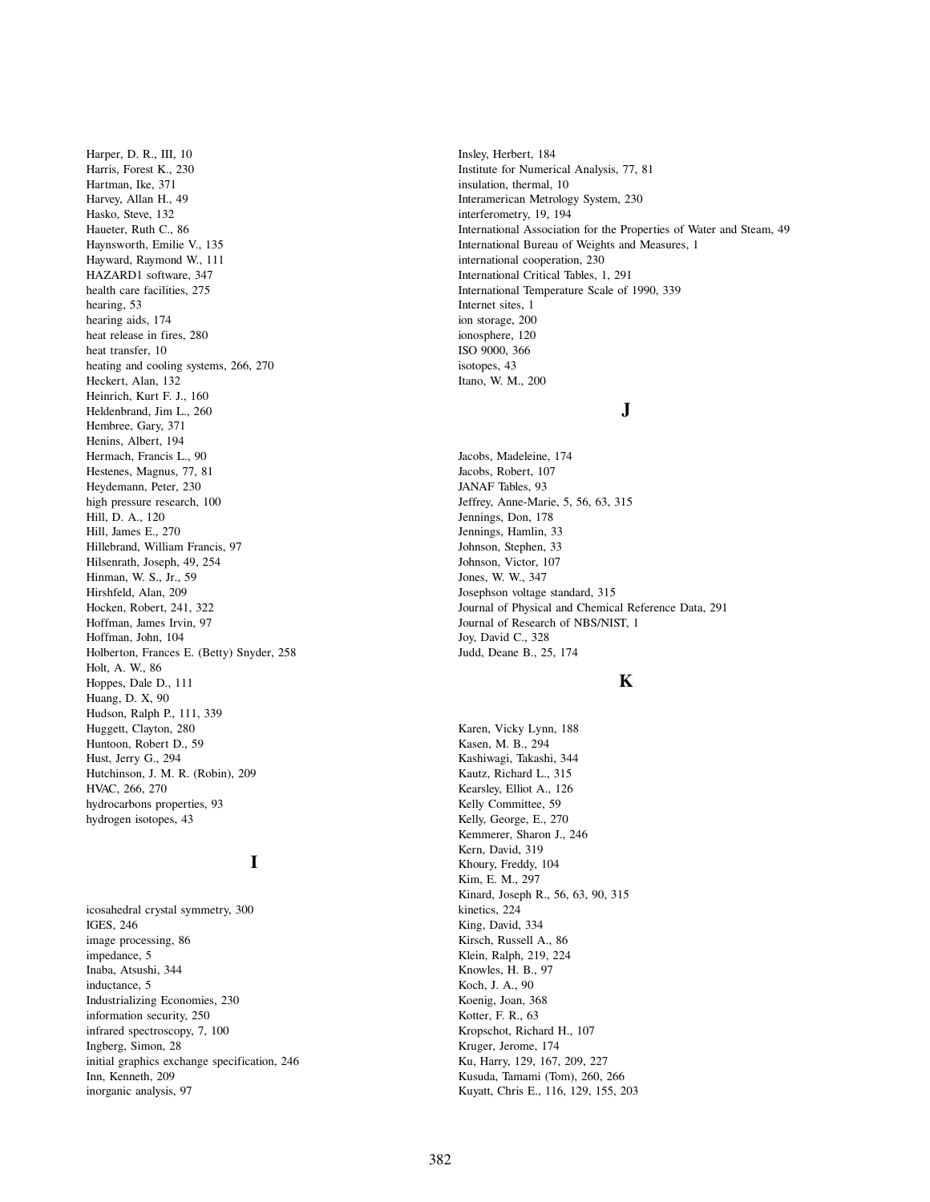Harper, D. R., III, 10
Harris, Forest K., 230
Hartman, Ike, 371
Harvey, Allan H., 49
Hasko, Steve, 132
Haueter, Ruth C., 86
Haynsworth, Emilie V., 135
Hayward, Raymond W., 111
HAZARD1 software, 347
health care facilities, 275
hearing, 53
hearing aids, 174
heat release in fires, 280
heat transfer, 10
heating and cooling systems, 266, 270
Heckert, Alan, 132
Heinrich, Kurt F. J., 160
Heldenbrand, Jim L., 260
Hembree, Gary, 371
Henins, Albert, 194
Hermach, Francis L., 90
Hestenes, Magnus, 77, 81
Heydemann, Peter, 230
high pressure research, 100
Hill, D. A., 120
Hill, James E., 270
Hillebrand, William Francis, 97
Hilsenrath, Joseph, 49, 254
Hinman, W. S., Jr., 59
Hirshfeld, Alan, 209
Hocken, Robert, 241, 322
Hoffman, James Irvin, 97
Hoffman, John, 104
Holberton, Frances E. (Betty) Snyder, 258
Holt, A. W., 86
Hoppes, Dale D., 111
Huang, D. X, 90
Hudson, Ralph P., 111, 339
Huggett, Clayton, 280
Huntoon, Robert D., 59
Hust, Jerry G., 294
Hutchinson, J. M. R. (Robin), 209
HVAC, 266, 270
hydrocarbons properties, 93
hydrogen isotopes, 43

## I

icosahedral crystal symmetry, 300
IGES, 246
image processing, 86
impedance, 5
Inaba, Atsushi, 344
inductance, 5
Industrializing Economies, 230
information security, 250
infrared spectroscopy, 7, 100
Ingberg, Simon, 28
initial graphics exchange specification, 246
Inn, Kenneth, 209
inorganic analysis, 97
Insley, Herbert, 184
Institute for Numerical Analysis, 77, 81
insulation, thermal, 10
Interamerican Metrology System, 230
interferometry, 19, 194
International Association for the Properties of Water and Steam, 49
International Bureau of Weights and Measures, 1
international cooperation, 230
International Critical Tables, 1, 291
International Temperature Scale of 1990, 339
Internet sites, 1
ion storage, 200
ionosphere, 120
ISO 9000, 366
isotopes, 43
Itano, W. M., 200

## J

Jacobs, Madeleine, 174
Jacobs, Robert, 107
JANAF Tables, 93
Jeffrey, Anne-Marie, 5, 56, 63, 315
Jennings, Don, 178
Jennings, Hamlin, 33
Johnson, Stephen, 33
Johnson, Victor, 107
Jones, W. W., 347
Josephson voltage standard, 315
Journal of Physical and Chemical Reference Data, 291
Journal of Research of NBS/NIST, 1
Joy, David C., 328
Judd, Deane B., 25, 174

## K

Karen, Vicky Lynn, 188
Kasen, M. B., 294
Kashiwagi, Takashi, 344
Kautz, Richard L., 315
Kearsley, Elliot A., 126
Kelly Committee, 59
Kelly, George, E., 270
Kemmerer, Sharon J., 246
Kern, David, 319
Khoury, Freddy, 104
Kim, E. M., 297
Kinard, Joseph R., 56, 63, 90, 315
kinetics, 224
King, David, 334
Kirsch, Russell A., 86
Klein, Ralph, 219, 224
Knowles, H. B., 97
Koch, J. A., 90
Koenig, Joan, 368
Kotter, F. R., 63
Kropschot, Richard H., 107
Kruger, Jerome, 174
Ku, Harry, 129, 167, 209, 227
Kusuda, Tamami (Tom), 260, 266
Kuyatt, Chris E., 116, 129, 155, 203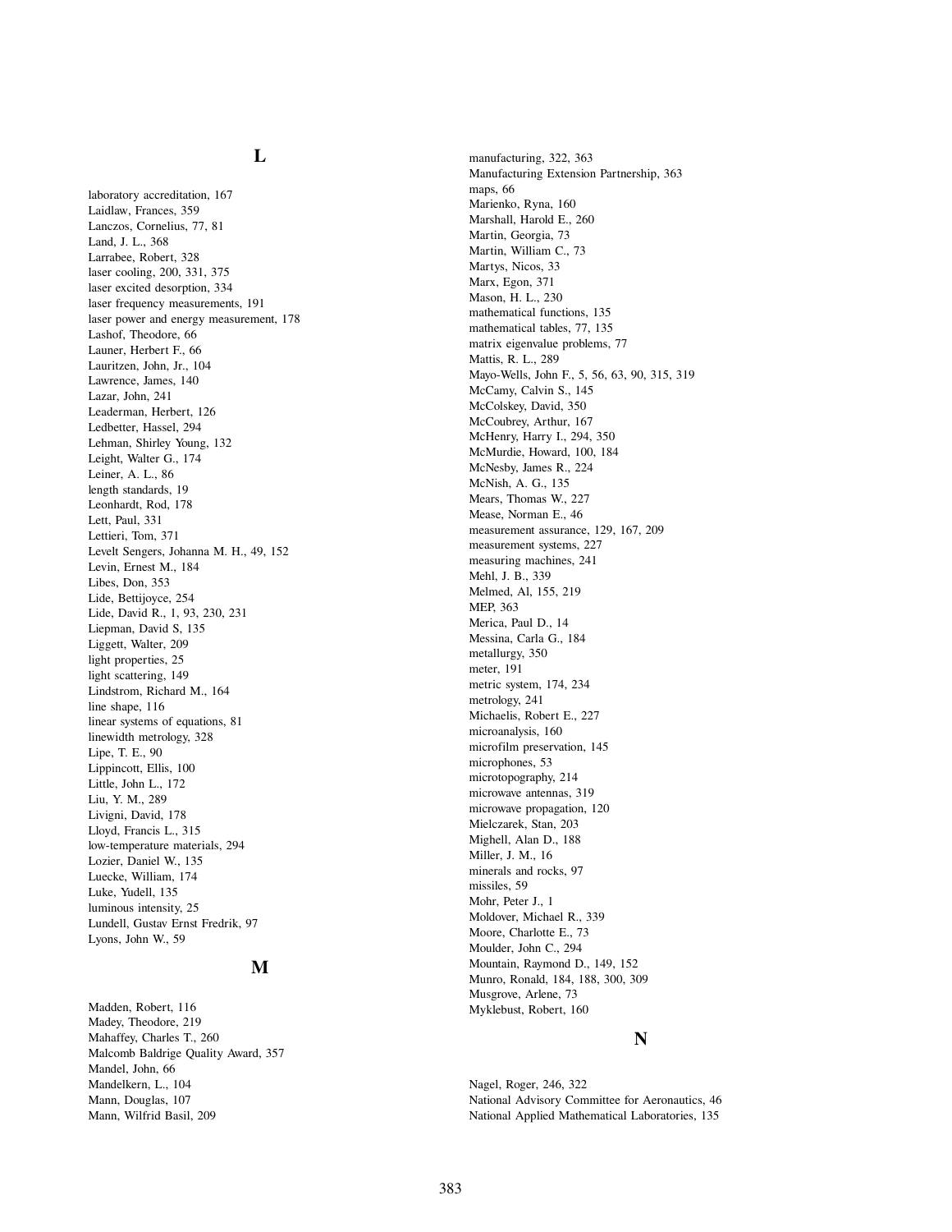## L

laboratory accreditation, 167
Laidlaw, Frances, 359
Lanczos, Cornelius, 77, 81
Land, J. L., 368
Larrabee, Robert, 328
laser cooling, 200, 331, 375
laser excited desorption, 334
laser frequency measurements, 191
laser power and energy measurement, 178
Lashof, Theodore, 66
Launer, Herbert F., 66
Lauritzen, John, Jr., 104
Lawrence, James, 140
Lazar, John, 241
Leaderman, Herbert, 126
Ledbetter, Hassel, 294
Lehman, Shirley Young, 132
Leight, Walter G., 174
Leiner, A. L., 86
length standards, 19
Leonhardt, Rod, 178
Lett, Paul, 331
Lettieri, Tom, 371
Levelt Sengers, Johanna M. H., 49, 152
Levin, Ernest M., 184
Libes, Don, 353
Lide, Bettijoyce, 254
Lide, David R., 1, 93, 230, 231
Liepman, David S, 135
Liggett, Walter, 209
light properties, 25
light scattering, 149
Lindstrom, Richard M., 164
line shape, 116
linear systems of equations, 81
linewidth metrology, 328
Lipe, T. E., 90
Lippincott, Ellis, 100
Little, John L., 172
Liu, Y. M., 289
Livigni, David, 178
Lloyd, Francis L., 315
low-temperature materials, 294
Lozier, Daniel W., 135
Luecke, William, 174
Luke, Yudell, 135
luminous intensity, 25
Lundell, Gustav Ernst Fredrik, 97
Lyons, John W., 59

## M

Madden, Robert, 116
Madey, Theodore, 219
Mahaffey, Charles T., 260
Malcomb Baldrige Quality Award, 357
Mandel, John, 66
Mandelkern, L., 104
Mann, Douglas, 107
Mann, Wilfrid Basil, 209
manufacturing, 322, 363
Manufacturing Extension Partnership, 363
maps, 66
Marienko, Ryna, 160
Marshall, Harold E., 260
Martin, Georgia, 73
Martin, William C., 73
Martys, Nicos, 33
Marx, Egon, 371
Mason, H. L., 230
mathematical functions, 135
mathematical tables, 77, 135
matrix eigenvalue problems, 77
Mattis, R. L., 289
Mayo-Wells, John F., 5, 56, 63, 90, 315, 319
McCamy, Calvin S., 145
McColskey, David, 350
McCoubrey, Arthur, 167
McHenry, Harry I., 294, 350
McMurdie, Howard, 100, 184
McNesby, James R., 224
McNish, A. G., 135
Mears, Thomas W., 227
Mease, Norman E., 46
measurement assurance, 129, 167, 209
measurement systems, 227
measuring machines, 241
Mehl, J. B., 339
Melmed, Al, 155, 219
MEP, 363
Merica, Paul D., 14
Messina, Carla G., 184
metallurgy, 350
meter, 191
metric system, 174, 234
metrology, 241
Michaelis, Robert E., 227
microanalysis, 160
microfilm preservation, 145
microphones, 53
microtopography, 214
microwave antennas, 319
microwave propagation, 120
Mielczarek, Stan, 203
Mighell, Alan D., 188
Miller, J. M., 16
minerals and rocks, 97
missiles, 59
Mohr, Peter J., 1
Moldover, Michael R., 339
Moore, Charlotte E., 73
Moulder, John C., 294
Mountain, Raymond D., 149, 152
Munro, Ronald, 184, 188, 300, 309
Musgrove, Arlene, 73
Myklebust, Robert, 160

## N

Nagel, Roger, 246, 322
National Advisory Committee for Aeronautics, 46
National Applied Mathematical Laboratories, 135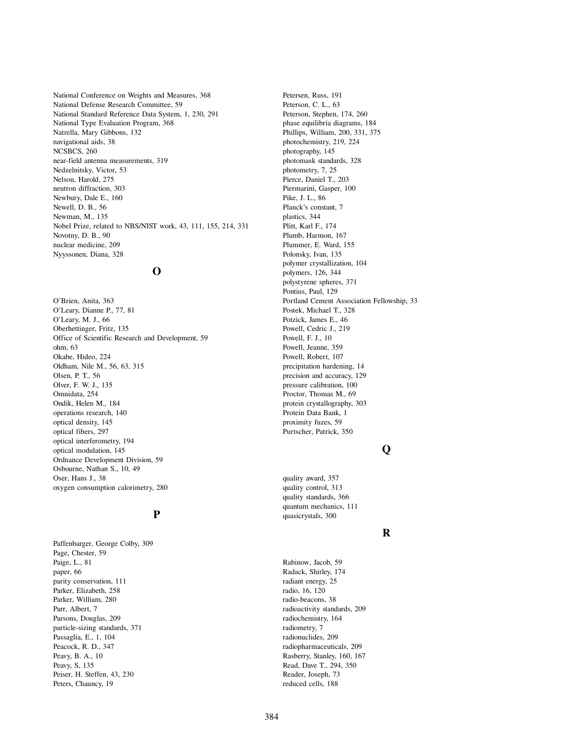National Conference on Weights and Measures, 368
National Defense Research Committee, 59
National Standard Reference Data System, 1, 230, 291
National Type Evaluation Program, 368
Natrella, Mary Gibbons, 132
navigational aids, 38
NCSBCS, 260
near-field antenna measurements, 319
Nedzelnitsky, Victor, 53
Nelson, Harold, 275
neutron diffraction, 303
Newbury, Dale E., 160
Newell, D. B., 56
Newman, M., 135
Nobel Prize, related to NBS/NIST work, 43, 111, 155, 214, 331
Novotny, D. B., 90
nuclear medicine, 209
Nyyssonen, Diana, 328

## O

O'Brien, Anita, 363
O'Leary, Dianne P., 77, 81
O'Leary, M. J., 66
Oberhettinger, Fritz, 135
Office of Scientific Research and Development, 59
ohm, 63
Okabe, Hideo, 224
Oldham, Nile M., 56, 63, 315
Olsen, P. T., 56
Olver, F. W. J., 135
Omnidata, 254
Ondik, Helen M., 184
operations research, 140
optical density, 145
optical fibers, 297
optical interferometry, 194
optical modulation, 145
Ordnance Development Division, 59
Osbourne, Nathan S., 10, 49
Oser, Hans J., 38
oxygen consumption calorimetry, 280

## P

Paffenbarger, George Colby, 309
Page, Chester, 59
Paige, L., 81
paper, 66
parity conservation, 111
Parker, Elizabeth, 258
Parker, William, 280
Parr, Albert, 7
Parsons, Douglas, 209
particle-sizing standards, 371
Passaglia, E., 1, 104
Peacock, R. D., 347
Peavy, B. A., 10
Peavy, S, 135
Peiser, H. Steffen, 43, 230
Peters, Chauncy, 19
Petersen, Russ, 191
Peterson, C. L., 63
Peterson, Stephen, 174, 260
phase equilibria diagrams, 184
Phillips, William, 200, 331, 375
photochemistry, 219, 224
photography, 145
photomask standards, 328
photometry, 7, 25
Pierce, Daniel T., 203
Piermarini, Gasper, 100
Pike, J. L., 86
Planck's constant, 7
plastics, 344
Plitt, Karl F., 174
Plumb, Harmon, 167
Plummer, E. Ward, 155
Polonsky, Ivan, 135
polymer crystallization, 104
polymers, 126, 344
polystyrene spheres, 371
Pontius, Paul, 129
Portland Cement Association Fellowship, 33
Postek, Michael T., 328
Potzick, James E., 46
Powell, Cedric J., 219
Powell, F. J., 10
Powell, Jeanne, 359
Powell, Robert, 107
precipitation hardening, 14
precision and accuracy, 129
pressure calibration, 100
Proctor, Thomas M., 69
protein crystallography, 303
Protein Data Bank, 1
proximity fuzes, 59
Purtscher, Patrick, 350

## Q

quality award, 357
quality control, 313
quality standards, 366
quantum mechanics, 111
quasicrystals, 300

## R

Rabinow, Jacob, 59
Radack, Shirley, 174
radiant energy, 25
radio, 16, 120
radio-beacons, 38
radioactivity standards, 209
radiochemistry, 164
radiometry, 7
radionuclides, 209
radiopharmaceuticals, 209
Rasberry, Stanley, 160, 167
Read, Dave T., 294, 350
Reader, Joseph, 73
reduced cells, 188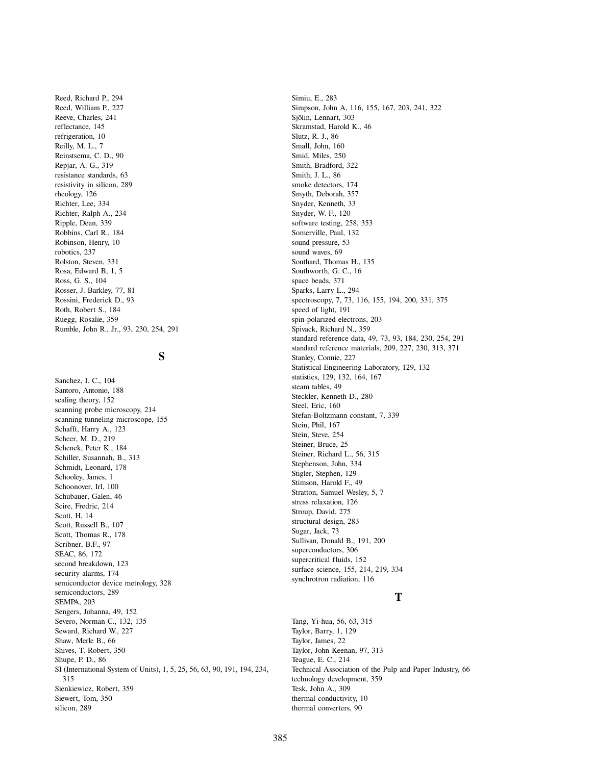Reed, Richard P., 294
Reed, William P., 227
Reeve, Charles, 241
reflectance, 145
refrigeration, 10
Reilly, M. L., 7
Reinstsema, C. D., 90
Repjar, A. G., 319
resistance standards, 63
resistivity in silicon, 289
rheology, 126
Richter, Lee, 334
Richter, Ralph A., 234
Ripple, Dean, 339
Robbins, Carl R., 184
Robinson, Henry, 10
robotics, 237
Rolston, Steven, 331
Rosa, Edward B, 1, 5
Ross, G. S., 104
Rosser, J. Barkley, 77, 81
Rossini, Frederick D., 93
Roth, Robert S., 184
Ruegg, Rosalie, 359
Rumble, John R., Jr., 93, 230, 254, 291

## S

Sanchez, I. C., 104
Santoro, Antonio, 188
scaling theory, 152
scanning probe microscopy, 214
scanning tunneling microscope, 155
Schafft, Harry A., 123
Scheer, M. D., 219
Schenck, Peter K., 184
Schiller, Susannah, B., 313
Schmidt, Leonard, 178
Schooley, James, 1
Schoonover, Irl, 100
Schubauer, Galen, 46
Scire, Fredric, 214
Scott, H, 14
Scott, Russell B., 107
Scott, Thomas R., 178
Scribner, B.F., 97
SEAC, 86, 172
second breakdown, 123
security alarms, 174
semiconductor device metrology, 328
semiconductors, 289
SEMPA, 203
Sengers, Johanna, 49, 152
Severo, Norman C., 132, 135
Seward, Richard W., 227
Shaw, Merle B., 66
Shives, T. Robert, 350
Shupe, P. D., 86
SI (International System of Units), 1, 5, 25, 56, 63, 90, 191, 194, 234, 315
Sienkiewicz, Robert, 359
Siewert, Tom, 350
silicon, 289
Simiu, E., 283
Simpson, John A, 116, 155, 167, 203, 241, 322
Sjölin, Lennart, 303
Skramstad, Harold K., 46
Slutz, R. J., 86
Small, John, 160
Smid, Miles, 250
Smith, Bradford, 322
Smith, J. L., 86
smoke detectors, 174
Smyth, Deborah, 357
Snyder, Kenneth, 33
Snyder, W. F., 120
software testing, 258, 353
Somerville, Paul, 132
sound pressure, 53
sound waves, 69
Southard, Thomas H., 135
Southworth, G. C., 16
space beads, 371
Sparks, Larry L., 294
spectroscopy, 7, 73, 116, 155, 194, 200, 331, 375
speed of light, 191
spin-polarized electrons, 203
Spivack, Richard N., 359
standard reference data, 49, 73, 93, 184, 230, 254, 291
standard reference materials, 209, 227, 230, 313, 371
Stanley, Connie, 227
Statistical Engineering Laboratory, 129, 132
statistics, 129, 132, 164, 167
steam tables, 49
Steckler, Kenneth D., 280
Steel, Eric, 160
Stefan-Boltzmann constant, 7, 339
Stein, Phil, 167
Stein, Steve, 254
Steiner, Bruce, 25
Steiner, Richard L., 56, 315
Stephenson, John, 334
Stigler, Stephen, 129
Stimson, Harold F., 49
Stratton, Samuel Wesley, 5, 7
stress relaxation, 126
Stroup, David, 275
structural design, 283
Sugar, Jack, 73
Sullivan, Donald B., 191, 200
superconductors, 306
supercritical fluids, 152
surface science, 155, 214, 219, 334
synchrotron radiation, 116

## T

Tang, Yi-hua, 56, 63, 315
Taylor, Barry, 1, 129
Taylor, James, 22
Taylor, John Keenan, 97, 313
Teague, E. C., 214
Technical Association of the Pulp and Paper Industry, 66
technology development, 359
Tesk, John A., 309
thermal conductivity, 10
thermal converters, 90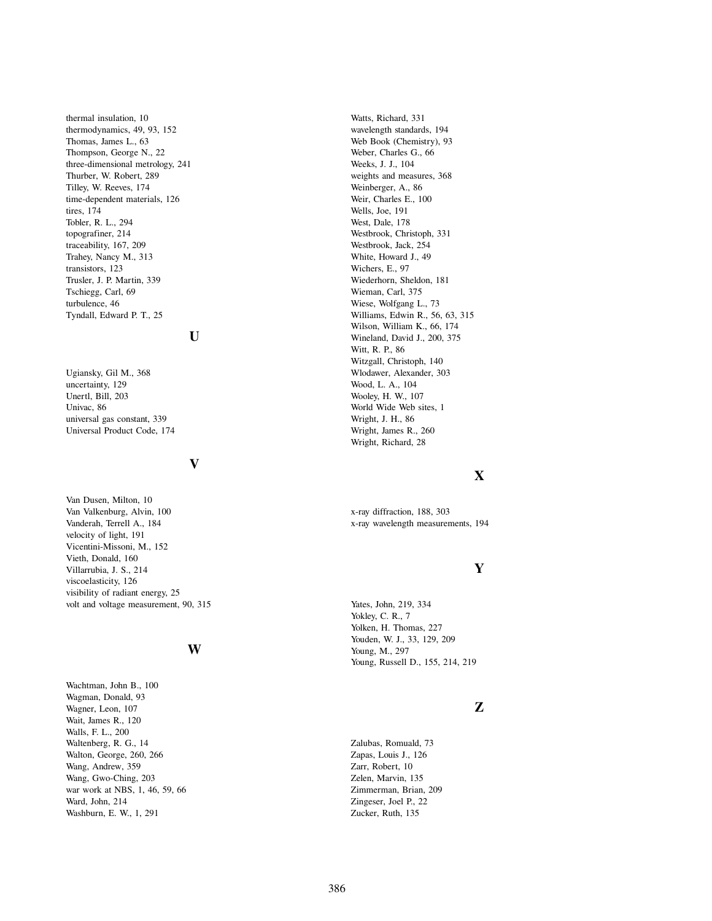thermal insulation, 10
thermodynamics, 49, 93, 152
Thomas, James L., 63
Thompson, George N., 22
three-dimensional metrology, 241
Thurber, W. Robert, 289
Tilley, W. Reeves, 174
time-dependent materials, 126
tires, 174
Tobler, R. L., 294
topografiner, 214
traceability, 167, 209
Trahey, Nancy M., 313
transistors, 123
Trusler, J. P. Martin, 339
Tschiegg, Carl, 69
turbulence, 46
Tyndall, Edward P. T., 25

## U

Ugiansky, Gil M., 368
uncertainty, 129
Unertl, Bill, 203
Univac, 86
universal gas constant, 339
Universal Product Code, 174

## V

Van Dusen, Milton, 10
Van Valkenburg, Alvin, 100
Vanderah, Terrell A., 184
velocity of light, 191
Vicentini-Missoni, M., 152
Vieth, Donald, 160
Villarrubia, J. S., 214
viscoelasticity, 126
visibility of radiant energy, 25
volt and voltage measurement, 90, 315

## W

Wachtman, John B., 100
Wagman, Donald, 93
Wagner, Leon, 107
Wait, James R., 120
Walls, F. L., 200
Waltenberg, R. G., 14
Walton, George, 260, 266
Wang, Andrew, 359
Wang, Gwo-Ching, 203
war work at NBS, 1, 46, 59, 66
Ward, John, 214
Washburn, E. W., 1, 291
Watts, Richard, 331
wavelength standards, 194
Web Book (Chemistry), 93
Weber, Charles G., 66
Weeks, J. J., 104
weights and measures, 368
Weinberger, A., 86
Weir, Charles E., 100
Wells, Joe, 191
West, Dale, 178
Westbrook, Christoph, 331
Westbrook, Jack, 254
White, Howard J., 49
Wichers, E., 97
Wiederhorn, Sheldon, 181
Wieman, Carl, 375
Wiese, Wolfgang L., 73
Williams, Edwin R., 56, 63, 315
Wilson, William K., 66, 174
Wineland, David J., 200, 375
Witt, R. P., 86
Witzgall, Christoph, 140
Wlodawer, Alexander, 303
Wood, L. A., 104
Wooley, H. W., 107
World Wide Web sites, 1
Wright, J. H., 86
Wright, James R., 260
Wright, Richard, 28

## X

x-ray diffraction, 188, 303
x-ray wavelength measurements, 194

## Y

Yates, John, 219, 334
Yokley, C. R., 7
Yolken, H. Thomas, 227
Youden, W. J., 33, 129, 209
Young, M., 297
Young, Russell D., 155, 214, 219

## Z

Zalubas, Romuald, 73
Zapas, Louis J., 126
Zarr, Robert, 10
Zelen, Marvin, 135
Zimmerman, Brian, 209
Zingeser, Joel P., 22
Zucker, Ruth, 135